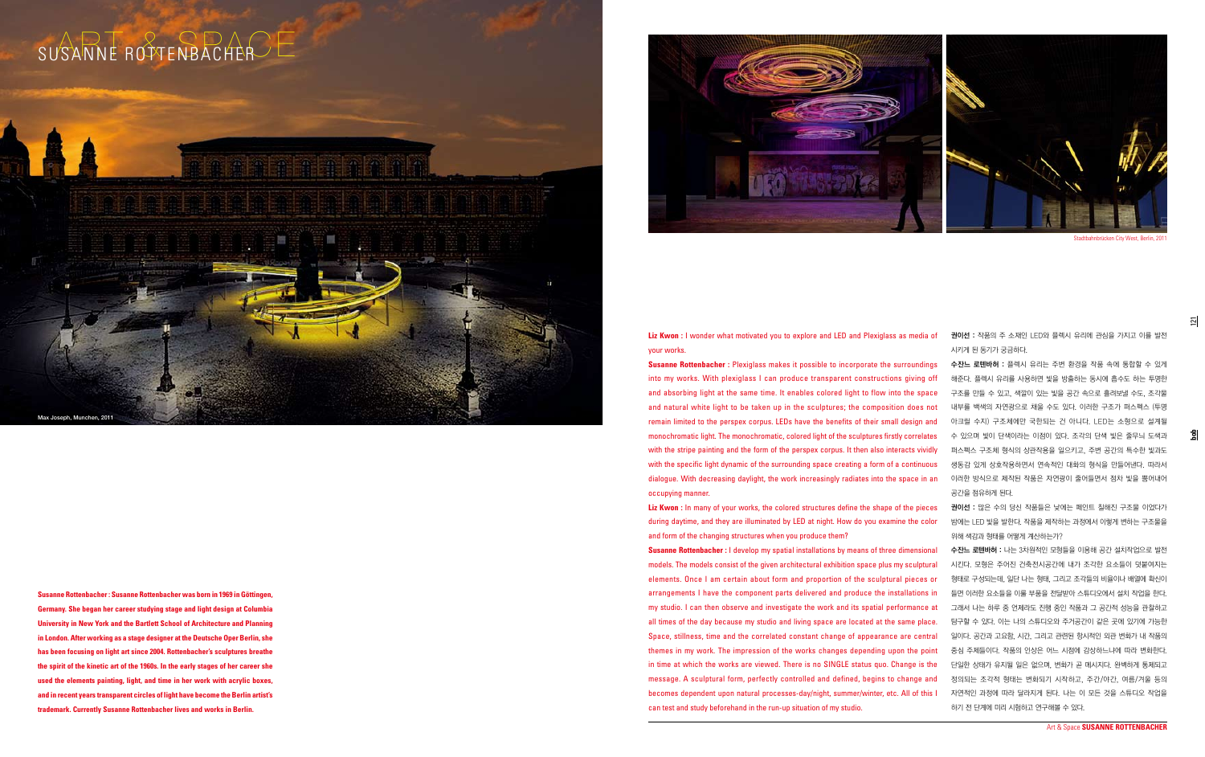# SUSANNE ROTTENBACHER

Max Joseph, Munchen, 2011

Stadtbahnbrücken City West, Berlin, 2011

**Susanne Rottenbacher : Susanne Rottenbacher was born in 1969 in Göttingen, Germany. She began her career studying stage and light design at Columbia University in New York and the Bartlett School of Architecture and Planning in London. After working as a stage designer at the Deutsche Oper Berlin, she has been focusing on light art since 2004. Rottenbacher's sculptures breathe the spirit of the kinetic art of the 1960s. In the early stages of her career she used the elements painting, light, and time in her work with acrylic boxes, and in recent years transparent circles of light have become the Berlin artist's trademark. Currently Susanne Rottenbacher lives and works in Berlin.**

**Liz Kwon :** I wonder what motivated you to explore and LED and Plexiglass as media of your works.

**Susanne Rottenbacher :** Plexiglass makes it possible to incorporate the surroundings into my works. With plexiglass I can produce transparent constructions giving off and absorbing light at the same time. It enables colored light to flow into the space and natural white light to be taken up in the sculptures; the composition does not remain limited to the perspex corpus. LEDs have the benefits of their small design and monochromatic light. The monochromatic, colored light of the sculptures firstly correlates with the stripe painting and the form of the perspex corpus. It then also interacts vividly with the specific light dynamic of the surrounding space creating a form of a continuous dialogue. With decreasing daylight, the work increasingly radiates into the space in an occupying manner.

**Liz Kwon :** In many of your works, the colored structures define the shape of the pieces during daytime, and they are illuminated by LED at night. How do you examine the color and form of the changing structures when you produce them?

**Susanne Rottenbacher :** I develop my spatial installations by means of three dimensional models. The models consist of the given architectural exhibition space plus my sculptural elements. Once I am certain about form and proportion of the sculptural pieces or arrangements I have the component parts delivered and produce the installations in my studio. I can then observe and investigate the work and its spatial performance at all times of the day because my studio and living space are located at the same place. Space, stillness, time and the correlated constant change of appearance are central themes in my work. The impression of the works changes depending upon the point in time at which the works are viewed. There is no SINGLE status quo. Change is the message. A sculptural form, perfectly controlled and defined, begins to change and becomes dependent upon natural processes-day/night, summer/winter, etc. All of this I can test and study beforehand in the run-up situation of my studio.

**권이선 :** 작품의 주 소재인 LED와 플렉시 유리에 관심을 가지고 이를 발전시키게 된 동기가 궁금하다.

**수잔느 로텐바허 :** 플렉시 유리는 주변 환경을 작품 속에 통합할 수 있게 해준다. 플렉시 유리를 사용하면 빛을 방출하는 동시에 흡수도 하는 투명한 구조를 만들 수 있고, 색깔이 있는 빛을 공간 속으로 흘려보낼 수도, 조각물 내부를 백색의 자연광으로 채울 수도 있다. 이러한 구조가 퍼스펙스 (투명 아크릴 수지) 구조체에만 국한되는 건 아니다. LED는 소형으로 설계될 수 있으며 빛이 단색이라는 이점이 있다. 조각의 단색 빛은 줄무늬 도색과 퍼스펙스 구조체 형식의 상관작용을 일으키고, 주변 공간의 특수한 빛과도 생동감 있게 상호작용하면서 연속적인 대화의 형식을 만들어낸다. 따라서 이러한 방식으로 제작된 작품은 자연광이 줄어들면서 점차 빛을 뿜어내어 공간을 점유하게 된다.

**권이선 :** 많은 수의 당신 작품들은 낮에는 페인트 칠해진 구조물 이었다가 밤에는 LED 빛을 발한다. 작품을 제작하는 과정에서 이렇게 변하는 구조물을 위해 색감과 형태를 어떻게 계산하는가?

**수잔느 로텐바허 :** 나는 3차원적인 모형들을 이용해 공간 설치작업으로 발전시킨다. 모형은 주어진 건축전시공간에 내가 조각한 요소들이 덧붙여지는 형태로 구성되는데, 일단 나는 형태, 그리고 조각들의 비율이나 배열에 확신이 들면 이러한 요소들을 이룰 부품을 전달받아 스튜디오에서 설치 작업을 한다. 그래서 나는 하루 중 언제라도 진행 중인 작품과 그 공간적 성능을 관찰하고 탐구할 수 있다. 이는 나의 스튜디오와 주거공간이 같은 곳에 있기에 가능한 일이다. 공간과 고요함, 시간, 그리고 관련된 항시적인 외관 변화가 내 작품의 중심 주제들이다. 작품의 인상은 어느 시점에 감상하느냐에 따라 변화한다. 단일한 상태가 유지될 일은 없으며, 변화가 곧 메시지다. 완벽하게 통제되고 정의되는 조각적 형태는 변화되기 시작하고, 주간/야간, 여름/겨울 등의 자연적인 과정에 따라 달라지게 된다. 나는 이 모든 것을 스튜디오 작업을 하기 전 단계에 미리 시험하고 연구해볼 수 있다.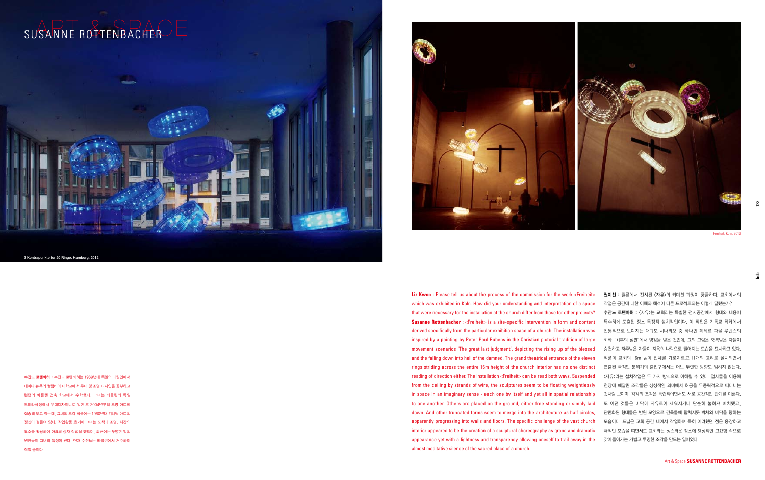# SUSANNE ROTTENBACHER

3 Kontrapunkte fur 20 Ringe, Hamburg, 2012

Freiheit, Koln, 2012

**수잔느 로텐바허 :** 수잔느 로텐바허는 1969년에 독일의 괴팅겐에서 태어나 뉴욕의 컬럼비아 대학교에서 무대 및 조명 디자인을 공부하고 런던의 바틀렛 건축 학교에서 수학했다. 그녀는 베를린의 독일 오페라극장에서 무대디자이너로 일한 후 2004년부터 조명 아트에 집중해 오고 있는데, 그녀의 조각 작품에는 1960년대 키네틱 아트의 정신이 곁들여 있다. 작업활동 초기에 그녀는 도색과 조명, 시간의 요소를 활용하여 아크릴 상자 작업을 했으며, 최근에는 투명한 빛의 원환들이 그녀의 특징이 됐다. 현재 수잔느는 베를린에서 거주하여 작업 중이다.

**Liz Kwon :** Please tell us about the process of the commission for the work <Freiheit> which was exhibited in Koln. How did your understanding and interpretation of a space that were necessary for the installation at the church differ from those for other projects?

**Susanne Rottenbacher :** <Freiheit> is a site-specific intervention in form and content derived specifically from the particular exhibition space of a church. The installation was inspired by a painting by Peter Paul Rubens in the Christian pictorial tradition of large movement scenarios 'The great last judgment', depicting the rising up of the blessed and the falling down into hell of the damned. The grand theatrical entrance of the eleven rings striding across the entire 16m height of the church interior has no one distinct reading of direction either. The installation <Freiheit> can be read both ways. Suspended from the ceiling by strands of wire, the sculptures seem to be floating weightlessly in space in an imaginary sense - each one by itself and yet all in spatial relationship to one another. Others are placed on the ground, either free standing or simply laid down. And other truncated forms seem to merge into the architecture as half circles, apparently progressing into walls and floors. The specific challenge of the vast church interior appeared to be the creation of a sculptural choreography as grand and dramatic appearance yet with a lightness and transparency allowing oneself to trail away in the almost meditative silence of the sacred place of a church.

**권이선 :** 쾰른에서 전시된 〈자유〉의 커미션 과정이 궁금하다. 교회에서의 작업은 공간에 대한 이해와 해석이 다른 프로젝트와는 어떻게 달랐는가?

**수잔느 로텐바허 :** 〈자유〉는 교회라는 특별한 전시공간에서 형태와 내용이 특수하게 도출된 장소 특정적 설치작업이다. 이 작업은 기독교 회화에서 전통적으로 보여지는 대규모 시나리오 중 하나인 페테르 파울 루벤스의 회화 '최후의 심판'에서 영감을 받은 것인데, 그의 그림은 축복받은 자들이 승천하고 저주받은 자들이 지옥의 나락으로 떨어지는 모습을 묘사하고 있다. 작품이 교회의 16m 높이 전체를 가로지르고 11개의 고리로 설치되면서 연출된 극적인 분위기의 출입구에서는 어느 뚜렷한 방향도 읽히지 않는다. 〈자유〉라는 설치작업은 두 가지 방식으로 이해될 수 있다. 철사줄을 이용해 천장에 매달린 조각들은 상상적인 의미에서 허공을 무중력적으로 떠다니는 것처럼 보이며, 각각의 조각은 독립적이면서도 서로 공간적인 관계를 이룬다. 또 어떤 것들은 바닥에 자유로이 세워지거나 단순히 눕혀져 배치됐고, 단편화된 형태들은 반원 모양으로 건축물에 합쳐지듯 벽체와 바닥을 향하는 모습이다. 드넓은 교회 공간 내에서 작업하며 특히 어려웠던 점은 웅장하고 극적인 모습을 띠면서도 교회라는 성스러운 장소에 명상적인 고요함 속으로 찾아들어가는 가볍고 투명한 조각을 만드는 일이었다.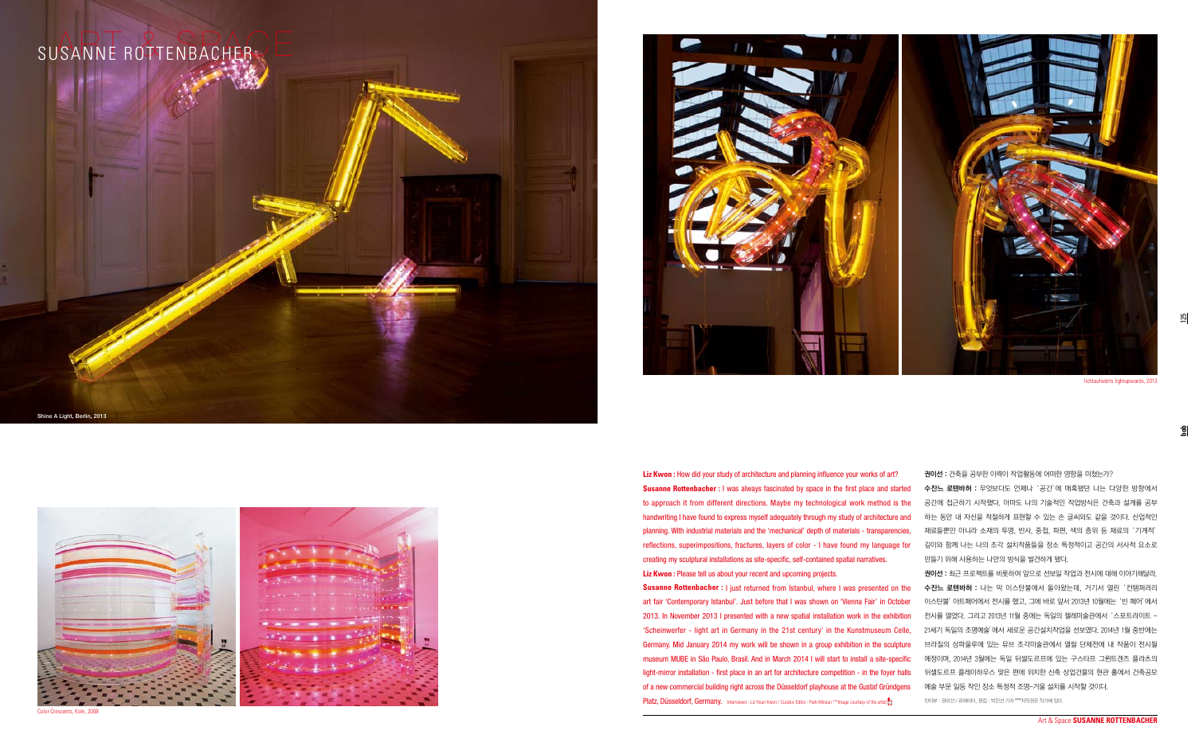# SUSANNE ROTTENBACHER

Shine A Light, Berlin, 2013

lichtaufwärts lightupwards, 2013

Color Crescents, Koln, 2008

**Liz Kwon :** How did your study of architecture and planning influence your works of art?

**Susanne Rottenbacher :** I was always fascinated by space in the first place and started to approach it from different directions. Maybe my technological work method is the handwriting I have found to express myself adequately through my study of architecture and planning. With industrial materials and the 'mechanical' depth of materials - transparencies, reflections, superimpositions, fractures, layers of color - I have found my language for creating my sculptural installations as site-specific, self-contained spatial narratives.

**Liz Kwon :** Please tell us about your recent and upcoming projects.

**Susanne Rottenbacher :** I just returned from Istanbul, where I was presented on the art fair 'Contemporary Istanbul'. Just before that I was shown on 'Vienna Fair' in October 2013. In November 2013 I presented with a new spatial installation work in the exhibition 'Scheinwerfer - light art in Germany in the 21st century' in the Kunstmuseum Celle, Germany. Mid January 2014 my work will be shown in a group exhibition in the sculpture museum MUBE in São Paulo, Brasil. And in March 2014 I will start to install a site-specific light-mirror installation - first place in an art for architecture competition - in the foyer halls of a new commercial building right across the Düsseldorf playhouse at the Gustaf Gründgens Platz, Düsseldorf, Germany. Interviewer : Liz Yisun Kwon / Curator, Editor : Park Minsun ***Image courtesy of the artist

**권이선 :** 건축을 공부한 이력이 작업활동에 어떠한 영향을 미쳤는가?

**수잔느 로텐바허 :** 무엇보다도 언제나 '공간'에 매혹됐던 나는 다양한 방향에서 공간에 접근하기 시작했다. 아마도 나의 기술적인 작업방식은 건축과 설계를 공부하는 동안 내 자신을 적절하게 표현할 수 있는 손 글씨와도 같을 것이다. 산업적인 재료들뿐만 아니라 소재의 투명, 반사, 중첩, 파편, 색의 층위 등 재료의 '기계적' 깊이와 함께 나는 나의 조각 설치작품들을 장소 특정적이고 공간의 서사적 요소로 만들기 위해 사용하는 나만의 방식을 발견하게 됐다.

**권이선 :** 최근 프로젝트를 비롯하여 앞으로 선보일 작업과 전시에 대해 이야기해달라.

**수잔느 로텐바허 :** 나는 막 이스탄불에서 돌아왔는데, 거기서 열린 '컨템퍼러리 이스탄불' 아트페어에서 전시를 했고, 그에 바로 앞서 2013년 10월에는 '빈 페어'에서 전시를 열었다. 그리고 2013년 11월 중에는 독일의 첼레미술관에서 '스포트라이트 - 21세기 독일의 조명예술'에서 새로운 공간설치작업을 선보였다. 2014년 1월 중반에는 브라질의 상파울루에 있는 뮤브 조각미술관에서 열릴 단체전에 내 작품이 전시될 예정이며, 2014년 3월에는 독일 뒤셀도르프에 있는 구스타프 그륀트겐스 플라츠의 뒤셀도르프 플레이하우스 맞은 편에 위치한 신축 상업건물의 현관 홀에서 건축공모 예술 부문 일등 작인 장소 특정적 조명-거울 설치를 시작할 것이다.

인터뷰 : 권이선 / 큐레이터, 편집 : 박민선 기자 ***저작권은 작가에 있다.